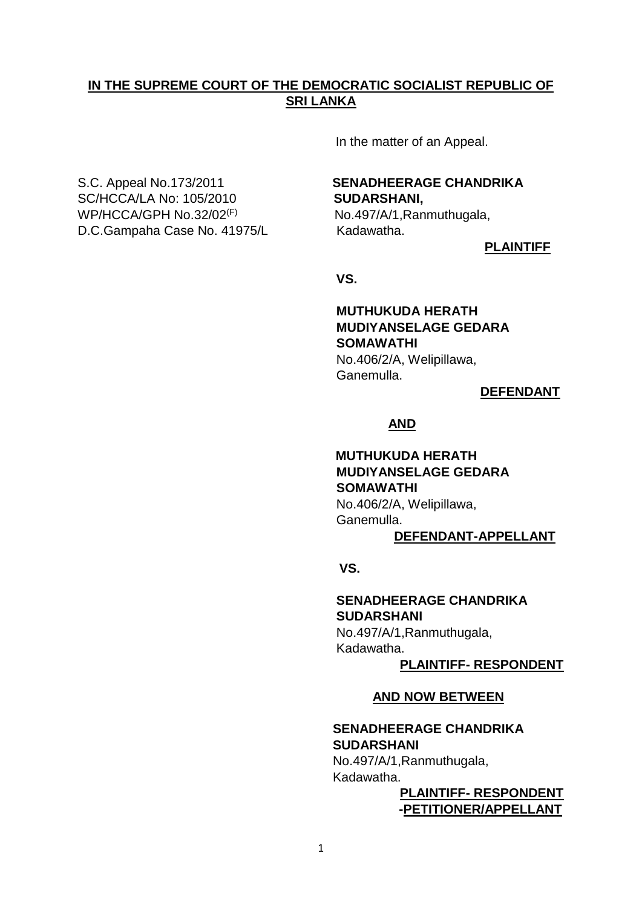**IN THE SUPREME COURT OF THE DEMOCRATIC SOCIALIST REPUBLIC OF SRI LANKA**

In the matter of an Appeal.

S.C. Appeal No.173/2011
SC/HCCA/LA No: 105/2010
WP/HCCA/GPH No.32/02[(F)]
D.C.Gampaha Case No. 41975/L

**SENADHEERAGE CHANDRIKA SUDARSHANI,**
No.497/A/1,Ranmuthugala,
Kadawatha.

**PLAINTIFF**

**VS.**

**MUTHUKUDA HERATH MUDIYANSELAGE GEDARA SOMAWATHI**
No.406/2/A, Welipillawa,
Ganemulla.

**DEFENDANT**

**AND**

**MUTHUKUDA HERATH MUDIYANSELAGE GEDARA SOMAWATHI**
No.406/2/A, Welipillawa,
Ganemulla.

**DEFENDANT-APPELLANT**

**VS.**

**SENADHEERAGE CHANDRIKA SUDARSHANI**
No.497/A/1,Ranmuthugala,
Kadawatha.

**PLAINTIFF- RESPONDENT**

**AND NOW BETWEEN**

**SENADHEERAGE CHANDRIKA SUDARSHANI**
No.497/A/1,Ranmuthugala,
Kadawatha.

**PLAINTIFF- RESPONDENT -PETITIONER/APPELLANT**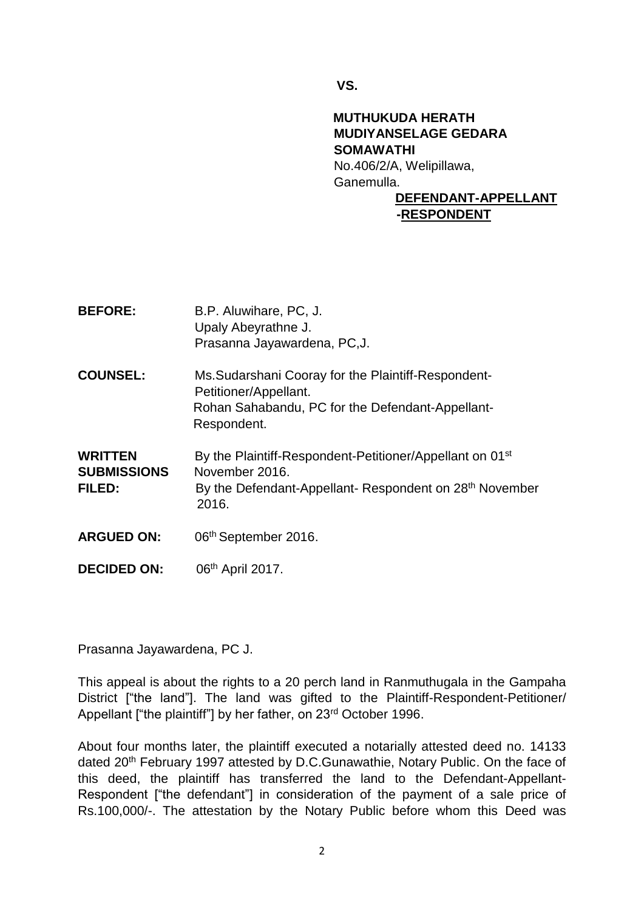**VS.**

**MUTHUKUDA HERATH MUDIYANSELAGE GEDARA SOMAWATHI**
No.406/2/A, Welipillawa,
Ganemulla.

**DEFENDANT-APPELLANT -RESPONDENT**

**BEFORE:** B.P. Aluwihare, PC, J.
Upaly Abeyrathne J.
Prasanna Jayawardena, PC,J.

**COUNSEL:** Ms.Sudarshani Cooray for the Plaintiff-Respondent-Petitioner/Appellant.
Rohan Sahabandu, PC for the Defendant-Appellant-Respondent.

**WRITTEN SUBMISSIONS FILED:** By the Plaintiff-Respondent-Petitioner/Appellant on 01st November 2016.
By the Defendant-Appellant- Respondent on 28th November 2016.

**ARGUED ON:** 06th September 2016.

**DECIDED ON:** 06th April 2017.

Prasanna Jayawardena, PC J.

This appeal is about the rights to a 20 perch land in Ranmuthugala in the Gampaha District ["the land"]. The land was gifted to the Plaintiff-Respondent-Petitioner/ Appellant ["the plaintiff"] by her father, on 23rd October 1996.

About four months later, the plaintiff executed a notarially attested deed no. 14133 dated 20th February 1997 attested by D.C.Gunawathie, Notary Public. On the face of this deed, the plaintiff has transferred the land to the Defendant-Appellant-Respondent ["the defendant"] in consideration of the payment of a sale price of Rs.100,000/-. The attestation by the Notary Public before whom this Deed was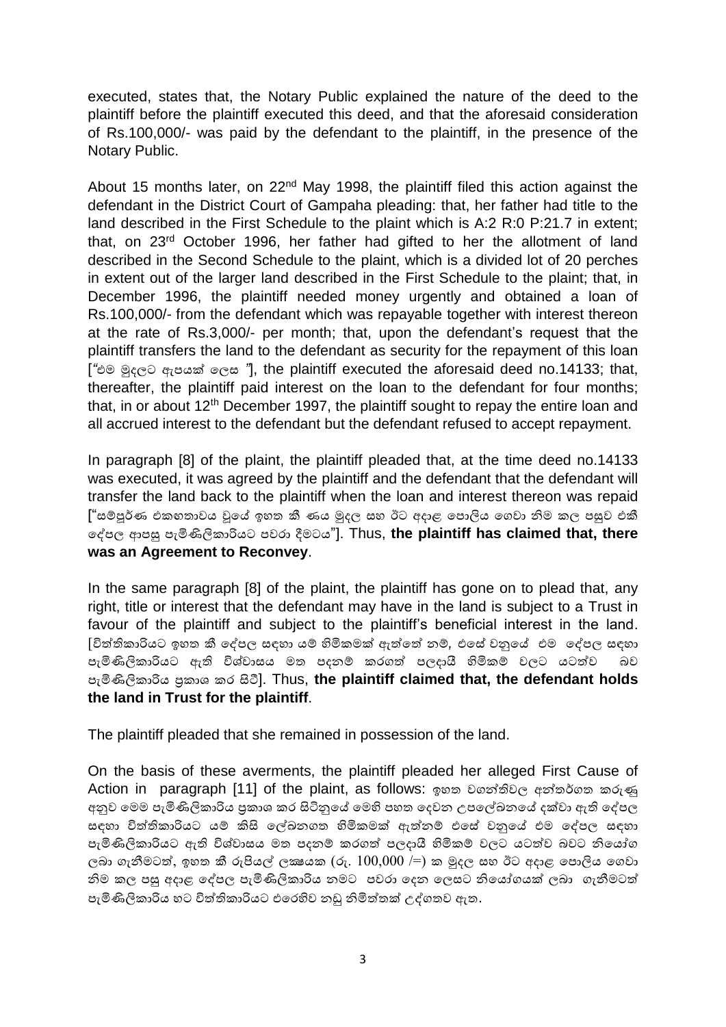executed, states that, the Notary Public explained the nature of the deed to the plaintiff before the plaintiff executed this deed, and that the aforesaid consideration of Rs.100,000/- was paid by the defendant to the plaintiff, in the presence of the Notary Public.

About 15 months later, on 22nd May 1998, the plaintiff filed this action against the defendant in the District Court of Gampaha pleading: that, her father had title to the land described in the First Schedule to the plaint which is A:2 R:0 P:21.7 in extent; that, on 23rd October 1996, her father had gifted to her the allotment of land described in the Second Schedule to the plaint, which is a divided lot of 20 perches in extent out of the larger land described in the First Schedule to the plaint; that, in December 1996, the plaintiff needed money urgently and obtained a loan of Rs.100,000/- from the defendant which was repayable together with interest thereon at the rate of Rs.3,000/- per month; that, upon the defendant's request that the plaintiff transfers the land to the defendant as security for the repayment of this loan ["එම මුදලට ඇපයක් ලෙස "], the plaintiff executed the aforesaid deed no.14133; that, thereafter, the plaintiff paid interest on the loan to the defendant for four months; that, in or about 12th December 1997, the plaintiff sought to repay the entire loan and all accrued interest to the defendant but the defendant refused to accept repayment.

In paragraph [8] of the plaint, the plaintiff pleaded that, at the time deed no.14133 was executed, it was agreed by the plaintiff and the defendant that the defendant will transfer the land back to the plaintiff when the loan and interest thereon was repaid ["සම්පූර්ණ එකඟතාවය වූයේ ඉහත කී ණය මුදල සහ ඊට අදාළ පොලිය ගෙවා නිම කල පසුව එකී දේපල ආපසු පැමිණිලිකාරියට පවරා දීමටය"]. Thus, **the plaintiff has claimed that, there was an Agreement to Reconvey**.

In the same paragraph [8] of the plaint, the plaintiff has gone on to plead that, any right, title or interest that the defendant may have in the land is subject to a Trust in favour of the plaintiff and subject to the plaintiff's beneficial interest in the land. [විත්තිකාරියට ඉහත කී දේපල සඳහා යම් හිමිකමක් ඇත්තේ නම්, එසේ වනුයේ එම දේපල සඳහා පැමිණිලිකාරියට ඇති විශ්වාසය මත පදනම් කරගත් පලදායී හිමිකම් වලට යටත්ව බව පැමිණිලිකාරිය ප්‍රකාශ කර සිටී]. Thus, **the plaintiff claimed that, the defendant holds the land in Trust for the plaintiff**.

The plaintiff pleaded that she remained in possession of the land.

On the basis of these averments, the plaintiff pleaded her alleged First Cause of Action in paragraph [11] of the plaint, as follows: ඉහත වගන්තිවල අන්තර්ගත කරුණු අනුව මෙම පැමිණිලිකාරිය ප්‍රකාශ කර සිටිනුයේ මෙහි පහත දෙවන උපලේඛනයේ දක්වා ඇති දේපල සඳහා විත්තිකාරියට යම් කිසි ලේඛනගත හිමිකමක් ඇත්නම් එසේ වනුයේ එම දේපල සඳහා පැමිණිලිකාරියට ඇති විශ්වාසය මත පදනම් කරගත් පලදායී හිමිකම් වලට යටත්ව බවට නියෝග ලබා ගැනීමටත්, ඉහත කී රුපියල් ලක්ෂයක (රු. 100,000 /=) ක මුදල සහ ඊට අදාළ පොලිය ගෙවා නිම කල පසු අදාළ දේපල පැමිණිලිකාරිය නමට පවරා දෙන ලෙසට නියෝගයක් ලබා ගැනීමටත් පැමිණිලිකාරිය හට විත්තිකාරියට එරෙහිව නඩු නිමිත්තක් උද්ගතව ඇත.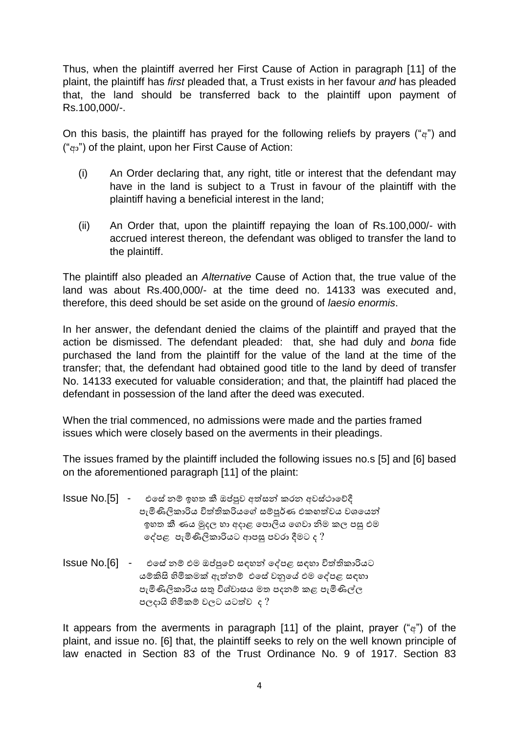Thus, when the plaintiff averred her First Cause of Action in paragraph [11] of the plaint, the plaintiff has *first* pleaded that, a Trust exists in her favour *and* has pleaded that, the land should be transferred back to the plaintiff upon payment of Rs.100,000/-.

On this basis, the plaintiff has prayed for the following reliefs by prayers ("අ") and ("ආ") of the plaint, upon her First Cause of Action:

(i) An Order declaring that, any right, title or interest that the defendant may have in the land is subject to a Trust in favour of the plaintiff with the plaintiff having a beneficial interest in the land;

(ii) An Order that, upon the plaintiff repaying the loan of Rs.100,000/- with accrued interest thereon, the defendant was obliged to transfer the land to the plaintiff.

The plaintiff also pleaded an *Alternative* Cause of Action that, the true value of the land was about Rs.400,000/- at the time deed no. 14133 was executed and, therefore, this deed should be set aside on the ground of *laesio enormis*.

In her answer, the defendant denied the claims of the plaintiff and prayed that the action be dismissed. The defendant pleaded: that, she had duly and *bona* fide purchased the land from the plaintiff for the value of the land at the time of the transfer; that, the defendant had obtained good title to the land by deed of transfer No. 14133 executed for valuable consideration; and that, the plaintiff had placed the defendant in possession of the land after the deed was executed.

When the trial commenced, no admissions were made and the parties framed issues which were closely based on the averments in their pleadings.

The issues framed by the plaintiff included the following issues no.s [5] and [6] based on the aforementioned paragraph [11] of the plaint:

Issue No.[5] - එසේ නම් ඉහත කී ඔප්පුව අත්සන් කරන අවස්ථාවේදී පැමිණිලිකාරිය විත්තිකරියගේ සම්පූර්ණ එකඟත්වය වශයෙන් ඉහත කී ණය මුදල හා අදාළ පොලිය ගෙවා නිම කල පසු එම දේපළ පැමිණිලිකාරියට ආපසු පවරා දීමට ද ?

Issue No.[6] - එසේ නම් එම ඔප්පුවේ සඳහන් දේපළ සඳහා විත්තිකාරියට යම්කිසි හිමිකමක් ඇත්නම් එසේ වනුයේ එම දේපළ සඳහා පැමිණිලිකාරිය සතු විශ්වාසය මත පදනම් කළ පැමිණිල්ල පලදායි හිමිකම් වලට යටත්ව ද ?

It appears from the averments in paragraph [11] of the plaint, prayer ("අ") of the plaint, and issue no. [6] that, the plaintiff seeks to rely on the well known principle of law enacted in Section 83 of the Trust Ordinance No. 9 of 1917. Section 83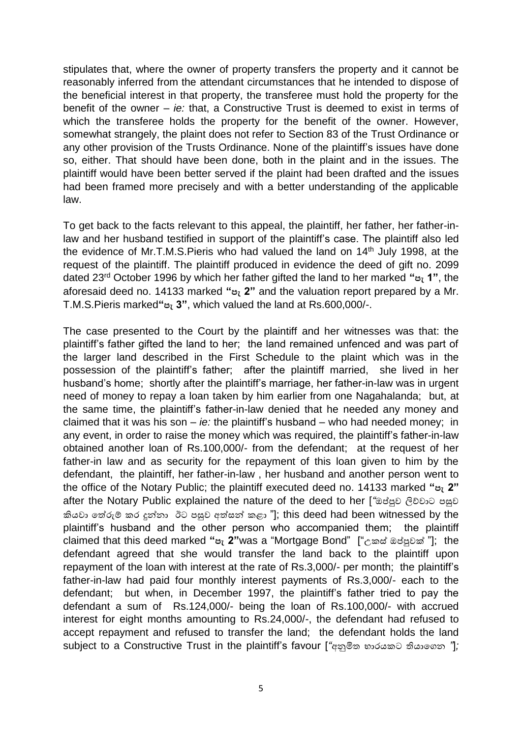stipulates that, where the owner of property transfers the property and it cannot be reasonably inferred from the attendant circumstances that he intended to dispose of the beneficial interest in that property, the transferee must hold the property for the benefit of the owner – *ie:* that, a Constructive Trust is deemed to exist in terms of which the transferee holds the property for the benefit of the owner. However, somewhat strangely, the plaint does not refer to Section 83 of the Trust Ordinance or any other provision of the Trusts Ordinance. None of the plaintiff's issues have done so, either. That should have been done, both in the plaint and in the issues. The plaintiff would have been better served if the plaint had been drafted and the issues had been framed more precisely and with a better understanding of the applicable law.

To get back to the facts relevant to this appeal, the plaintiff, her father, her father-in-law and her husband testified in support of the plaintiff's case. The plaintiff also led the evidence of Mr.T.M.S.Pieris who had valued the land on 14th July 1998, at the request of the plaintiff. The plaintiff produced in evidence the deed of gift no. 2099 dated 23rd October 1996 by which her father gifted the land to her marked **"පැ 1"**, the aforesaid deed no. 14133 marked **"පැ 2"** and the valuation report prepared by a Mr. T.M.S.Pieris marked**"පැ 3"**, which valued the land at Rs.600,000/-.

The case presented to the Court by the plaintiff and her witnesses was that: the plaintiff's father gifted the land to her; the land remained unfenced and was part of the larger land described in the First Schedule to the plaint which was in the possession of the plaintiff's father; after the plaintiff married, she lived in her husband's home; shortly after the plaintiff's marriage, her father-in-law was in urgent need of money to repay a loan taken by him earlier from one Nagahalanda; but, at the same time, the plaintiff's father-in-law denied that he needed any money and claimed that it was his son – *ie:* the plaintiff's husband – who had needed money; in any event, in order to raise the money which was required, the plaintiff's father-in-law obtained another loan of Rs.100,000/- from the defendant; at the request of her father-in law and as security for the repayment of this loan given to him by the defendant, the plaintiff, her father-in-law , her husband and another person went to the office of the Notary Public; the plaintiff executed deed no. 14133 marked **"පැ 2"** after the Notary Public explained the nature of the deed to her [*"ඔප්පුව ලිව්වාට පසුව කියවා තේරුම් කර දුන්නා ඊට පසුව අත්සන් කළා "*]; this deed had been witnessed by the plaintiff's husband and the other person who accompanied them; the plaintiff claimed that this deed marked **"පැ 2"**was a "Mortgage Bond" ["උකස් ඔප්පුවක් "]; the defendant agreed that she would transfer the land back to the plaintiff upon repayment of the loan with interest at the rate of Rs.3,000/- per month; the plaintiff's father-in-law had paid four monthly interest payments of Rs.3,000/- each to the defendant; but when, in December 1997, the plaintiff's father tried to pay the defendant a sum of Rs.124,000/- being the loan of Rs.100,000/- with accrued interest for eight months amounting to Rs.24,000/-, the defendant had refused to accept repayment and refused to transfer the land; the defendant holds the land subject to a Constructive Trust in the plaintiff's favour [*"අනුමිත භාරයකට තියාගෙන "*];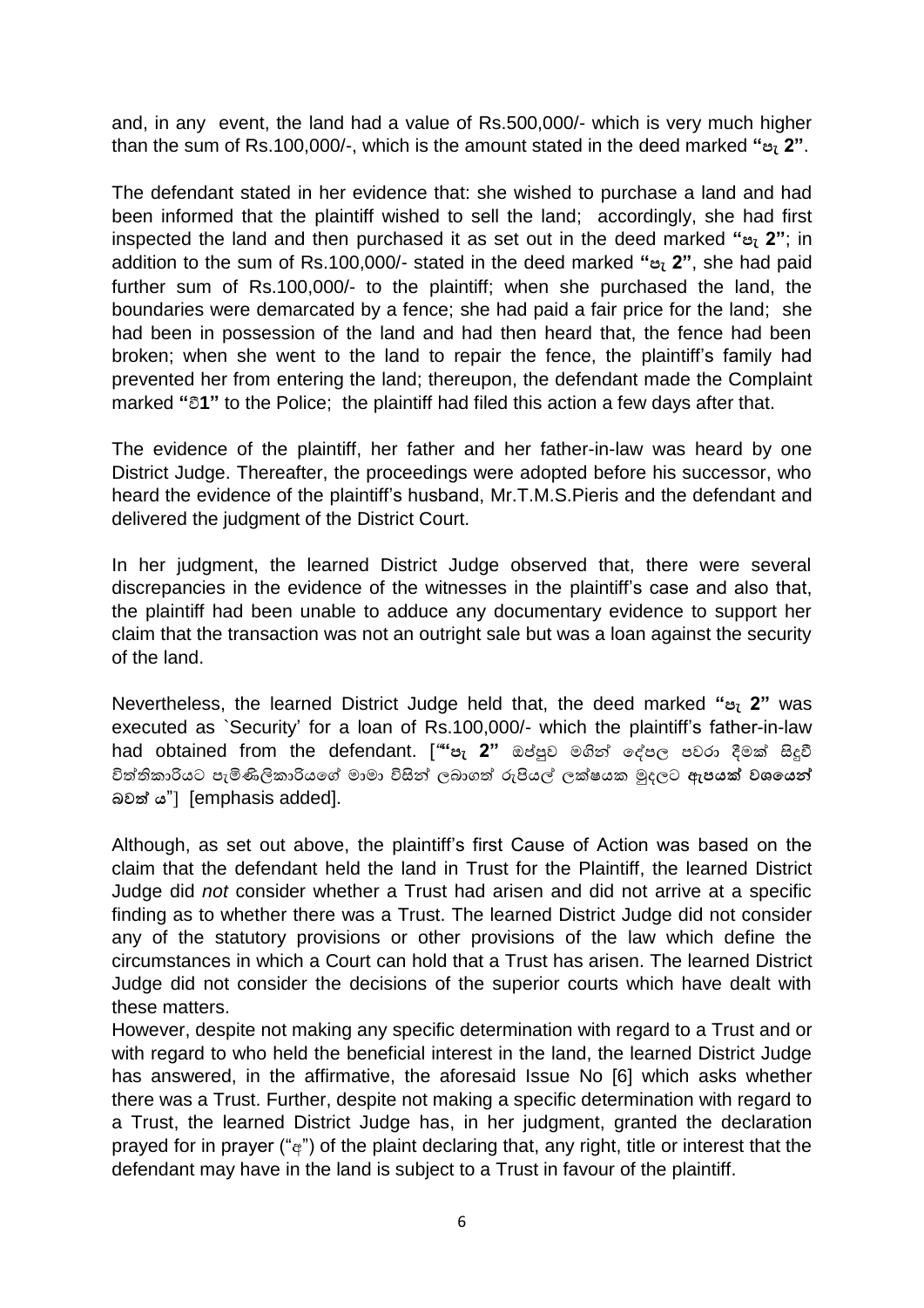and, in any event, the land had a value of Rs.500,000/- which is very much higher than the sum of Rs.100,000/-, which is the amount stated in the deed marked **"පැ 2"**.

The defendant stated in her evidence that: she wished to purchase a land and had been informed that the plaintiff wished to sell the land; accordingly, she had first inspected the land and then purchased it as set out in the deed marked **"පැ 2"**; in addition to the sum of Rs.100,000/- stated in the deed marked **"පැ 2"**, she had paid further sum of Rs.100,000/- to the plaintiff; when she purchased the land, the boundaries were demarcated by a fence; she had paid a fair price for the land; she had been in possession of the land and had then heard that, the fence had been broken; when she went to the land to repair the fence, the plaintiff's family had prevented her from entering the land; thereupon, the defendant made the Complaint marked **"වි1"** to the Police; the plaintiff had filed this action a few days after that.

The evidence of the plaintiff, her father and her father-in-law was heard by one District Judge. Thereafter, the proceedings were adopted before his successor, who heard the evidence of the plaintiff's husband, Mr.T.M.S.Pieris and the defendant and delivered the judgment of the District Court.

In her judgment, the learned District Judge observed that, there were several discrepancies in the evidence of the witnesses in the plaintiff's case and also that, the plaintiff had been unable to adduce any documentary evidence to support her claim that the transaction was not an outright sale but was a loan against the security of the land.

Nevertheless, the learned District Judge held that, the deed marked **"පැ 2"** was executed as `Security' for a loan of Rs.100,000/- which the plaintiff's father-in-law had obtained from the defendant. [**""පැ 2"** ඔප්පුව මගින් දේපල පවරා දීමක් සිදුවී විත්තිකාරියට පැමිණිලිකාරියගේ මාමා විසින් ලබාගත් රුපියල් ලක්ෂයක මුදලට **ඇපයක් වශයෙන්** බවත් ය"] [emphasis added].

Although, as set out above, the plaintiff's first Cause of Action was based on the claim that the defendant held the land in Trust for the Plaintiff, the learned District Judge did *not* consider whether a Trust had arisen and did not arrive at a specific finding as to whether there was a Trust. The learned District Judge did not consider any of the statutory provisions or other provisions of the law which define the circumstances in which a Court can hold that a Trust has arisen. The learned District Judge did not consider the decisions of the superior courts which have dealt with these matters.

However, despite not making any specific determination with regard to a Trust and or with regard to who held the beneficial interest in the land, the learned District Judge has answered, in the affirmative, the aforesaid Issue No [6] which asks whether there was a Trust. Further, despite not making a specific determination with regard to a Trust, the learned District Judge has, in her judgment, granted the declaration prayed for in prayer ("අ") of the plaint declaring that, any right, title or interest that the defendant may have in the land is subject to a Trust in favour of the plaintiff.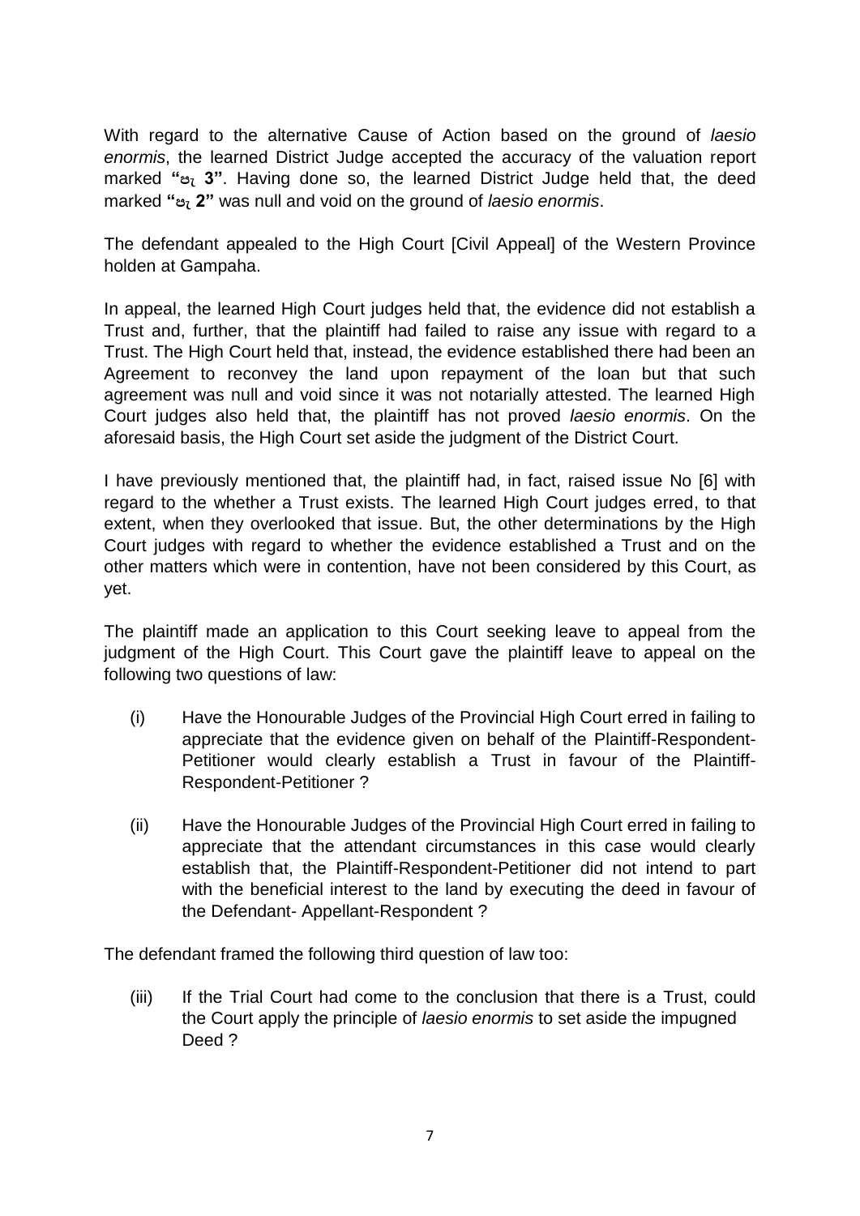With regard to the alternative Cause of Action based on the ground of *laesio enormis*, the learned District Judge accepted the accuracy of the valuation report marked **"පැ 3"**. Having done so, the learned District Judge held that, the deed marked **"පැ 2"** was null and void on the ground of *laesio enormis*.

The defendant appealed to the High Court [Civil Appeal] of the Western Province holden at Gampaha.

In appeal, the learned High Court judges held that, the evidence did not establish a Trust and, further, that the plaintiff had failed to raise any issue with regard to a Trust. The High Court held that, instead, the evidence established there had been an Agreement to reconvey the land upon repayment of the loan but that such agreement was null and void since it was not notarially attested. The learned High Court judges also held that, the plaintiff has not proved *laesio enormis*. On the aforesaid basis, the High Court set aside the judgment of the District Court.

I have previously mentioned that, the plaintiff had, in fact, raised issue No [6] with regard to the whether a Trust exists. The learned High Court judges erred, to that extent, when they overlooked that issue. But, the other determinations by the High Court judges with regard to whether the evidence established a Trust and on the other matters which were in contention, have not been considered by this Court, as yet.

The plaintiff made an application to this Court seeking leave to appeal from the judgment of the High Court. This Court gave the plaintiff leave to appeal on the following two questions of law:

(i) Have the Honourable Judges of the Provincial High Court erred in failing to appreciate that the evidence given on behalf of the Plaintiff-Respondent-Petitioner would clearly establish a Trust in favour of the Plaintiff-Respondent-Petitioner ?

(ii) Have the Honourable Judges of the Provincial High Court erred in failing to appreciate that the attendant circumstances in this case would clearly establish that, the Plaintiff-Respondent-Petitioner did not intend to part with the beneficial interest to the land by executing the deed in favour of the Defendant- Appellant-Respondent ?

The defendant framed the following third question of law too:

(iii) If the Trial Court had come to the conclusion that there is a Trust, could the Court apply the principle of *laesio enormis* to set aside the impugned Deed ?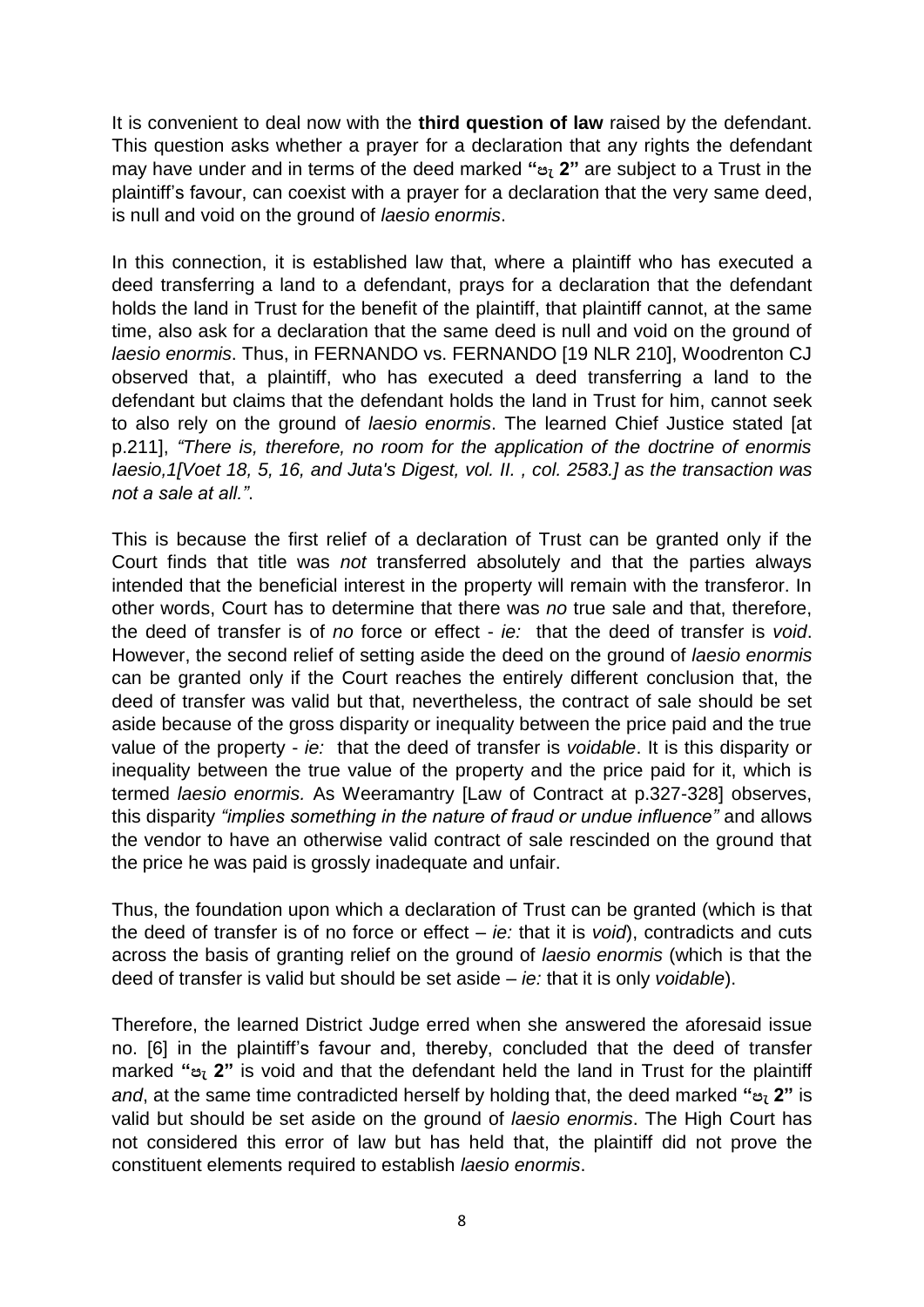It is convenient to deal now with the **third question of law** raised by the defendant. This question asks whether a prayer for a declaration that any rights the defendant may have under and in terms of the deed marked **"පැ 2"** are subject to a Trust in the plaintiff's favour, can coexist with a prayer for a declaration that the very same deed, is null and void on the ground of *laesio enormis*.

In this connection, it is established law that, where a plaintiff who has executed a deed transferring a land to a defendant, prays for a declaration that the defendant holds the land in Trust for the benefit of the plaintiff, that plaintiff cannot, at the same time, also ask for a declaration that the same deed is null and void on the ground of *laesio enormis*. Thus, in FERNANDO vs. FERNANDO [19 NLR 210], Woodrenton CJ observed that, a plaintiff, who has executed a deed transferring a land to the defendant but claims that the defendant holds the land in Trust for him, cannot seek to also rely on the ground of *laesio enormis*. The learned Chief Justice stated [at p.211], *"There is, therefore, no room for the application of the doctrine of enormis laesio,1[Voet 18, 5, 16, and Juta's Digest, vol. II. , col. 2583.] as the transaction was not a sale at all."*.

This is because the first relief of a declaration of Trust can be granted only if the Court finds that title was *not* transferred absolutely and that the parties always intended that the beneficial interest in the property will remain with the transferor. In other words, Court has to determine that there was *no* true sale and that, therefore, the deed of transfer is of *no* force or effect - *ie:* that the deed of transfer is *void*. However, the second relief of setting aside the deed on the ground of *laesio enormis* can be granted only if the Court reaches the entirely different conclusion that, the deed of transfer was valid but that, nevertheless, the contract of sale should be set aside because of the gross disparity or inequality between the price paid and the true value of the property - *ie:* that the deed of transfer is *voidable*. It is this disparity or inequality between the true value of the property and the price paid for it, which is termed *laesio enormis.* As Weeramantry [Law of Contract at p.327-328] observes, this disparity *"implies something in the nature of fraud or undue influence"* and allows the vendor to have an otherwise valid contract of sale rescinded on the ground that the price he was paid is grossly inadequate and unfair.

Thus, the foundation upon which a declaration of Trust can be granted (which is that the deed of transfer is of no force or effect – *ie:* that it is *void*), contradicts and cuts across the basis of granting relief on the ground of *laesio enormis* (which is that the deed of transfer is valid but should be set aside – *ie:* that it is only *voidable*).

Therefore, the learned District Judge erred when she answered the aforesaid issue no. [6] in the plaintiff's favour and, thereby, concluded that the deed of transfer marked **"පැ 2"** is void and that the defendant held the land in Trust for the plaintiff *and*, at the same time contradicted herself by holding that, the deed marked **"පැ 2"** is valid but should be set aside on the ground of *laesio enormis*. The High Court has not considered this error of law but has held that, the plaintiff did not prove the constituent elements required to establish *laesio enormis*.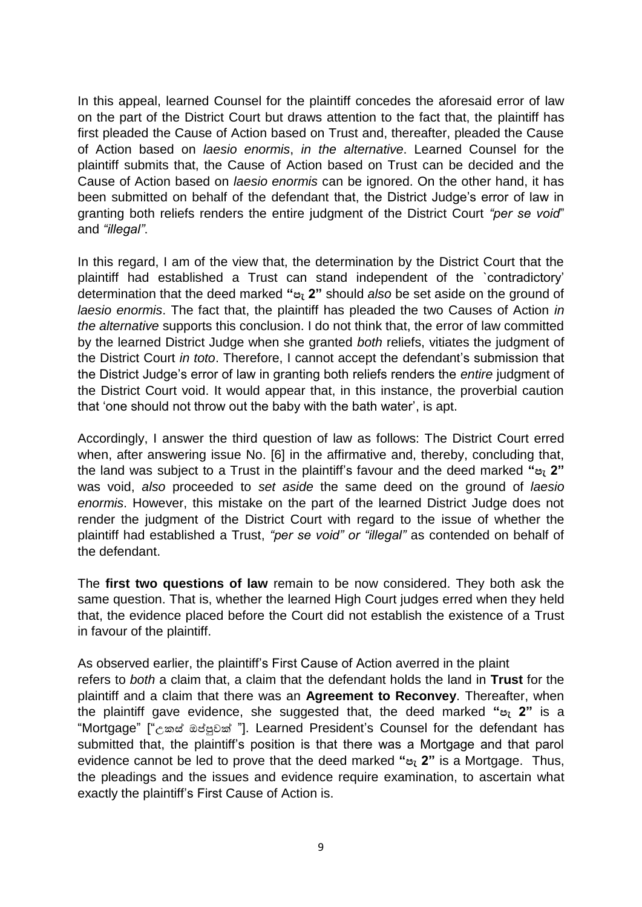In this appeal, learned Counsel for the plaintiff concedes the aforesaid error of law on the part of the District Court but draws attention to the fact that, the plaintiff has first pleaded the Cause of Action based on Trust and, thereafter, pleaded the Cause of Action based on *laesio enormis*, *in the alternative*. Learned Counsel for the plaintiff submits that, the Cause of Action based on Trust can be decided and the Cause of Action based on *laesio enormis* can be ignored. On the other hand, it has been submitted on behalf of the defendant that, the District Judge's error of law in granting both reliefs renders the entire judgment of the District Court *"per se void"* and *"illegal"*.

In this regard, I am of the view that, the determination by the District Court that the plaintiff had established a Trust can stand independent of the `contradictory' determination that the deed marked **"පැ 2"** should *also* be set aside on the ground of *laesio enormis*. The fact that, the plaintiff has pleaded the two Causes of Action *in the alternative* supports this conclusion. I do not think that, the error of law committed by the learned District Judge when she granted *both* reliefs, vitiates the judgment of the District Court *in toto*. Therefore, I cannot accept the defendant's submission that the District Judge's error of law in granting both reliefs renders the *entire* judgment of the District Court void. It would appear that, in this instance, the proverbial caution that 'one should not throw out the baby with the bath water', is apt.

Accordingly, I answer the third question of law as follows: The District Court erred when, after answering issue No. [6] in the affirmative and, thereby, concluding that, the land was subject to a Trust in the plaintiff's favour and the deed marked **"පැ 2"** was void, *also* proceeded to *set aside* the same deed on the ground of *laesio enormis*. However, this mistake on the part of the learned District Judge does not render the judgment of the District Court with regard to the issue of whether the plaintiff had established a Trust, *"per se void" or "illegal"* as contended on behalf of the defendant.

The **first two questions of law** remain to be now considered. They both ask the same question. That is, whether the learned High Court judges erred when they held that, the evidence placed before the Court did not establish the existence of a Trust in favour of the plaintiff.

As observed earlier, the plaintiff's First Cause of Action averred in the plaint refers to *both* a claim that, a claim that the defendant holds the land in **Trust** for the plaintiff and a claim that there was an **Agreement to Reconvey**. Thereafter, when the plaintiff gave evidence, she suggested that, the deed marked **"පැ 2"** is a "Mortgage" ["උකස් ඔප්පුවක් "]. Learned President's Counsel for the defendant has submitted that, the plaintiff's position is that there was a Mortgage and that parol evidence cannot be led to prove that the deed marked **"පැ 2"** is a Mortgage. Thus, the pleadings and the issues and evidence require examination, to ascertain what exactly the plaintiff's First Cause of Action is.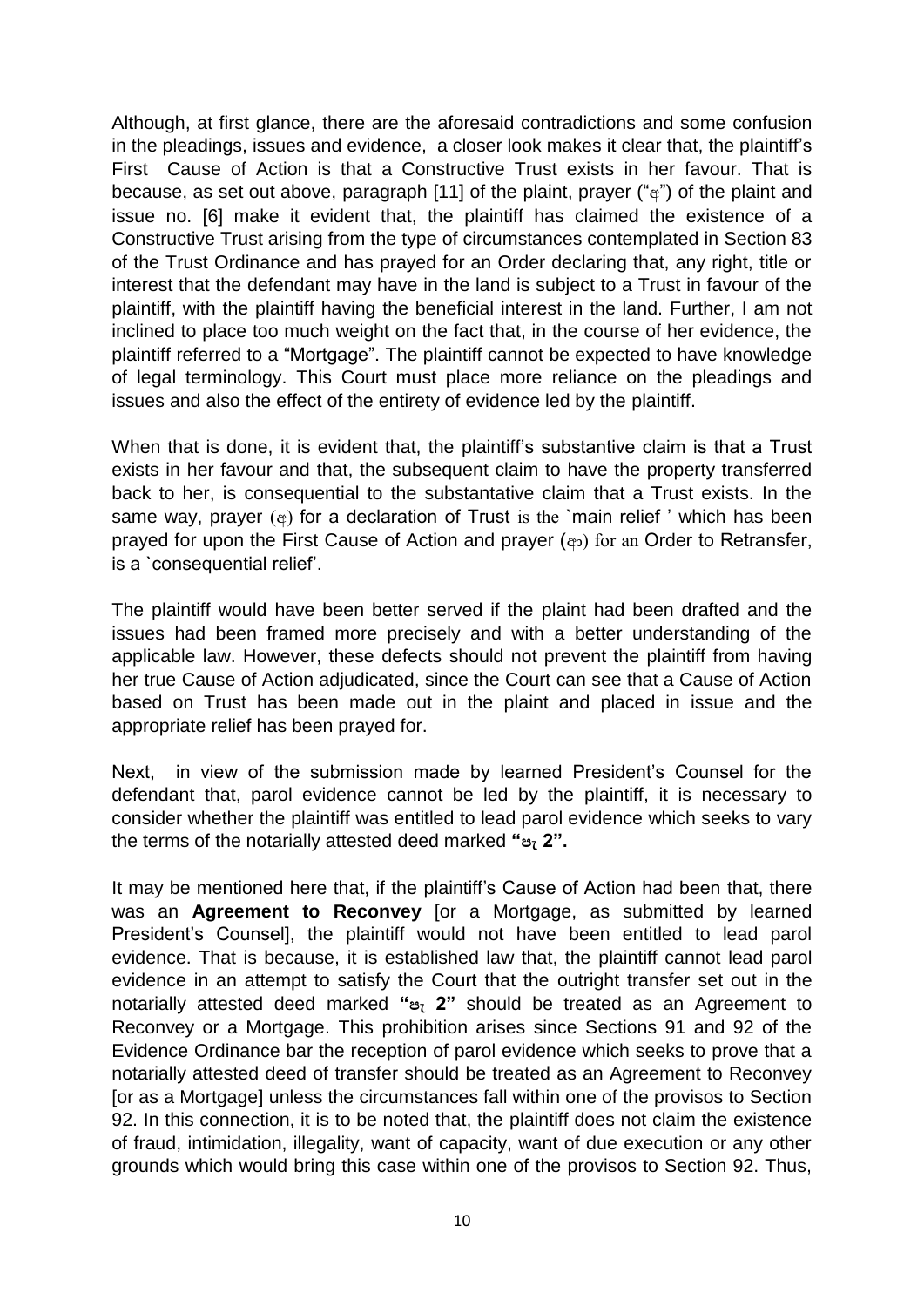Although, at first glance, there are the aforesaid contradictions and some confusion in the pleadings, issues and evidence, a closer look makes it clear that, the plaintiff's First Cause of Action is that a Constructive Trust exists in her favour. That is because, as set out above, paragraph [11] of the plaint, prayer ("ඇ") of the plaint and issue no. [6] make it evident that, the plaintiff has claimed the existence of a Constructive Trust arising from the type of circumstances contemplated in Section 83 of the Trust Ordinance and has prayed for an Order declaring that, any right, title or interest that the defendant may have in the land is subject to a Trust in favour of the plaintiff, with the plaintiff having the beneficial interest in the land. Further, I am not inclined to place too much weight on the fact that, in the course of her evidence, the plaintiff referred to a "Mortgage". The plaintiff cannot be expected to have knowledge of legal terminology. This Court must place more reliance on the pleadings and issues and also the effect of the entirety of evidence led by the plaintiff.

When that is done, it is evident that, the plaintiff's substantive claim is that a Trust exists in her favour and that, the subsequent claim to have the property transferred back to her, is consequential to the substantative claim that a Trust exists. In the same way, prayer (ඇ) for a declaration of Trust is the `main relief ' which has been prayed for upon the First Cause of Action and prayer (ආ) for an Order to Retransfer, is a `consequential relief'.

The plaintiff would have been better served if the plaint had been drafted and the issues had been framed more precisely and with a better understanding of the applicable law. However, these defects should not prevent the plaintiff from having her true Cause of Action adjudicated, since the Court can see that a Cause of Action based on Trust has been made out in the plaint and placed in issue and the appropriate relief has been prayed for.

Next, in view of the submission made by learned President's Counsel for the defendant that, parol evidence cannot be led by the plaintiff, it is necessary to consider whether the plaintiff was entitled to lead parol evidence which seeks to vary the terms of the notarially attested deed marked **"පැ 2".**

It may be mentioned here that, if the plaintiff's Cause of Action had been that, there was an **Agreement to Reconvey** [or a Mortgage, as submitted by learned President's Counsel], the plaintiff would not have been entitled to lead parol evidence. That is because, it is established law that, the plaintiff cannot lead parol evidence in an attempt to satisfy the Court that the outright transfer set out in the notarially attested deed marked **"පැ 2"** should be treated as an Agreement to Reconvey or a Mortgage. This prohibition arises since Sections 91 and 92 of the Evidence Ordinance bar the reception of parol evidence which seeks to prove that a notarially attested deed of transfer should be treated as an Agreement to Reconvey [or as a Mortgage] unless the circumstances fall within one of the provisos to Section 92. In this connection, it is to be noted that, the plaintiff does not claim the existence of fraud, intimidation, illegality, want of capacity, want of due execution or any other grounds which would bring this case within one of the provisos to Section 92. Thus,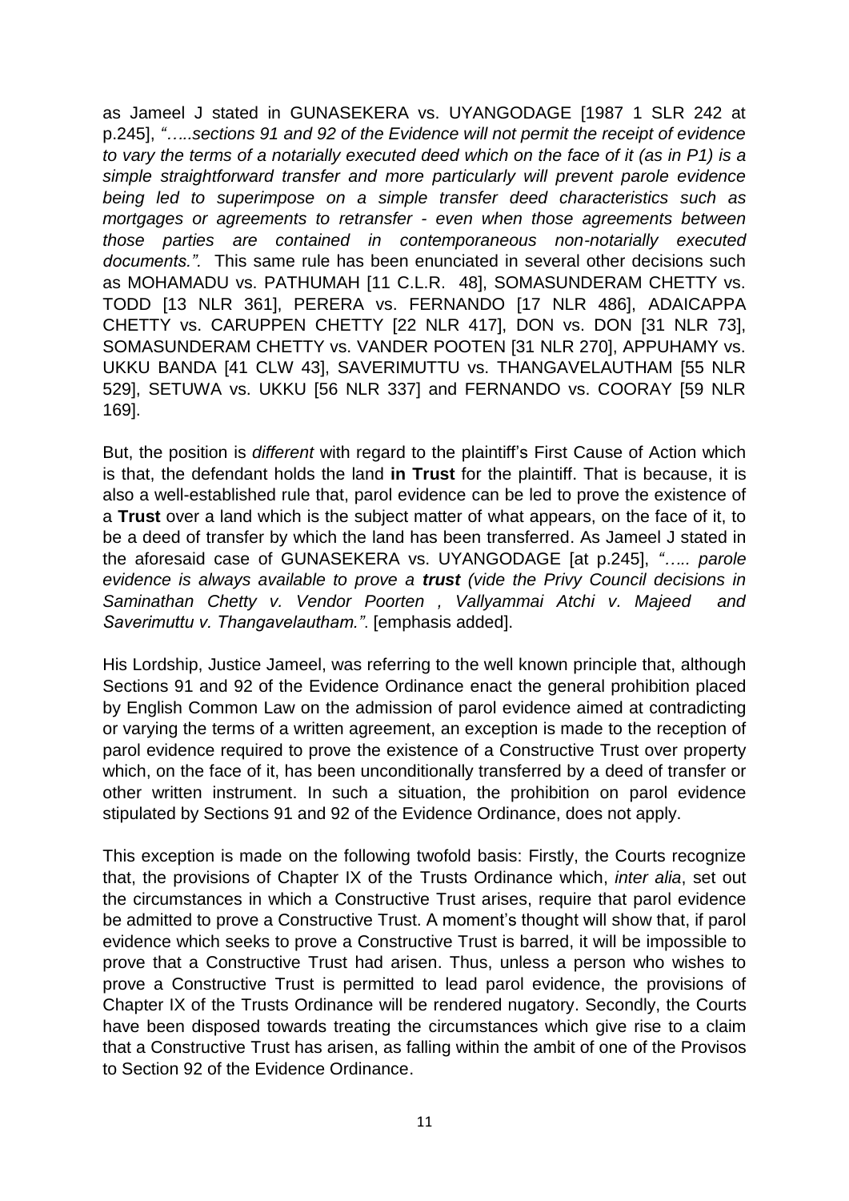as Jameel J stated in GUNASEKERA vs. UYANGODAGE [1987 1 SLR 242 at p.245], *"…..sections 91 and 92 of the Evidence will not permit the receipt of evidence to vary the terms of a notarially executed deed which on the face of it (as in P1) is a simple straightforward transfer and more particularly will prevent parole evidence being led to superimpose on a simple transfer deed characteristics such as mortgages or agreements to retransfer - even when those agreements between those parties are contained in contemporaneous non-notarially executed documents."*. This same rule has been enunciated in several other decisions such as MOHAMADU vs. PATHUMAH [11 C.L.R. 48], SOMASUNDERAM CHETTY vs. TODD [13 NLR 361], PERERA vs. FERNANDO [17 NLR 486], ADAICAPPA CHETTY vs. CARUPPEN CHETTY [22 NLR 417], DON vs. DON [31 NLR 73], SOMASUNDERAM CHETTY vs. VANDER POOTEN [31 NLR 270], APPUHAMY vs. UKKU BANDA [41 CLW 43], SAVERIMUTTU vs. THANGAVELAUTHAM [55 NLR 529], SETUWA vs. UKKU [56 NLR 337] and FERNANDO vs. COORAY [59 NLR 169].

But, the position is *different* with regard to the plaintiff's First Cause of Action which is that, the defendant holds the land **in Trust** for the plaintiff. That is because, it is also a well-established rule that, parol evidence can be led to prove the existence of a **Trust** over a land which is the subject matter of what appears, on the face of it, to be a deed of transfer by which the land has been transferred. As Jameel J stated in the aforesaid case of GUNASEKERA vs. UYANGODAGE [at p.245], *"….. parole evidence is always available to prove a **trust** (vide the Privy Council decisions in Saminathan Chetty v. Vendor Poorten , Vallyammai Atchi v. Majeed and Saverimuttu v. Thangavelautham."*. [emphasis added].

His Lordship, Justice Jameel, was referring to the well known principle that, although Sections 91 and 92 of the Evidence Ordinance enact the general prohibition placed by English Common Law on the admission of parol evidence aimed at contradicting or varying the terms of a written agreement, an exception is made to the reception of parol evidence required to prove the existence of a Constructive Trust over property which, on the face of it, has been unconditionally transferred by a deed of transfer or other written instrument. In such a situation, the prohibition on parol evidence stipulated by Sections 91 and 92 of the Evidence Ordinance, does not apply.

This exception is made on the following twofold basis: Firstly, the Courts recognize that, the provisions of Chapter IX of the Trusts Ordinance which, *inter alia*, set out the circumstances in which a Constructive Trust arises, require that parol evidence be admitted to prove a Constructive Trust. A moment's thought will show that, if parol evidence which seeks to prove a Constructive Trust is barred, it will be impossible to prove that a Constructive Trust had arisen. Thus, unless a person who wishes to prove a Constructive Trust is permitted to lead parol evidence, the provisions of Chapter IX of the Trusts Ordinance will be rendered nugatory. Secondly, the Courts have been disposed towards treating the circumstances which give rise to a claim that a Constructive Trust has arisen, as falling within the ambit of one of the Provisos to Section 92 of the Evidence Ordinance.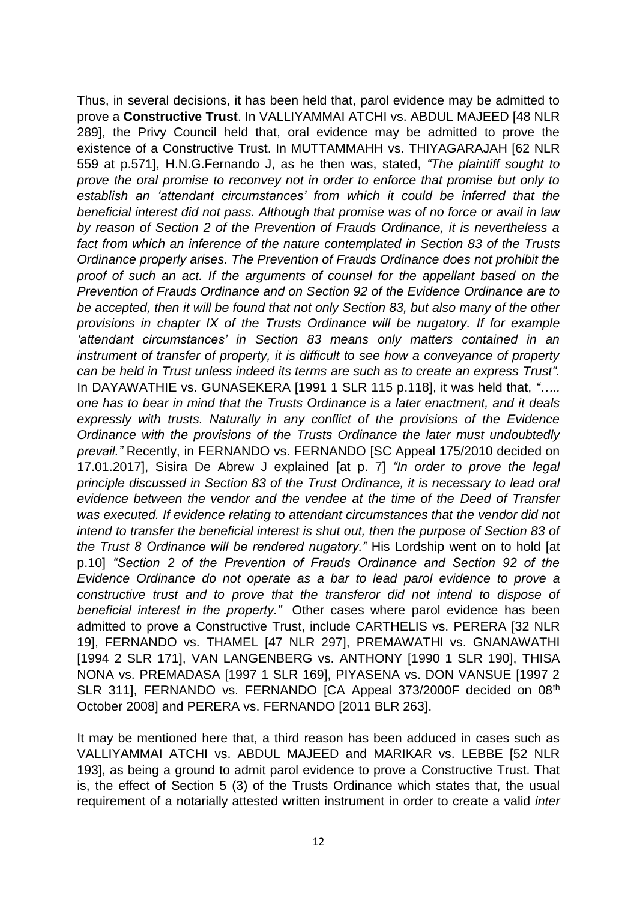Thus, in several decisions, it has been held that, parol evidence may be admitted to prove a **Constructive Trust**. In VALLIYAMMAI ATCHI vs. ABDUL MAJEED [48 NLR 289], the Privy Council held that, oral evidence may be admitted to prove the existence of a Constructive Trust. In MUTTAMMAHH vs. THIYAGARAJAH [62 NLR 559 at p.571], H.N.G.Fernando J, as he then was, stated, *"The plaintiff sought to prove the oral promise to reconvey not in order to enforce that promise but only to establish an 'attendant circumstances' from which it could be inferred that the beneficial interest did not pass. Although that promise was of no force or avail in law by reason of Section 2 of the Prevention of Frauds Ordinance, it is nevertheless a fact from which an inference of the nature contemplated in Section 83 of the Trusts Ordinance properly arises. The Prevention of Frauds Ordinance does not prohibit the proof of such an act. If the arguments of counsel for the appellant based on the Prevention of Frauds Ordinance and on Section 92 of the Evidence Ordinance are to be accepted, then it will be found that not only Section 83, but also many of the other provisions in chapter IX of the Trusts Ordinance will be nugatory. If for example 'attendant circumstances' in Section 83 means only matters contained in an instrument of transfer of property, it is difficult to see how a conveyance of property can be held in Trust unless indeed its terms are such as to create an express Trust".* In DAYAWATHIE vs. GUNASEKERA [1991 1 SLR 115 p.118], it was held that, *"….. one has to bear in mind that the Trusts Ordinance is a later enactment, and it deals expressly with trusts. Naturally in any conflict of the provisions of the Evidence Ordinance with the provisions of the Trusts Ordinance the later must undoubtedly prevail."* Recently, in FERNANDO vs. FERNANDO [SC Appeal 175/2010 decided on 17.01.2017], Sisira De Abrew J explained [at p. 7] *"In order to prove the legal principle discussed in Section 83 of the Trust Ordinance, it is necessary to lead oral evidence between the vendor and the vendee at the time of the Deed of Transfer was executed. If evidence relating to attendant circumstances that the vendor did not intend to transfer the beneficial interest is shut out, then the purpose of Section 83 of the Trust 8 Ordinance will be rendered nugatory."* His Lordship went on to hold [at p.10] *"Section 2 of the Prevention of Frauds Ordinance and Section 92 of the Evidence Ordinance do not operate as a bar to lead parol evidence to prove a constructive trust and to prove that the transferor did not intend to dispose of beneficial interest in the property."* Other cases where parol evidence has been admitted to prove a Constructive Trust, include CARTHELIS vs. PERERA [32 NLR 19], FERNANDO vs. THAMEL [47 NLR 297], PREMAWATHI vs. GNANAWATHI [1994 2 SLR 171], VAN LANGENBERG vs. ANTHONY [1990 1 SLR 190], THISA NONA vs. PREMADASA [1997 1 SLR 169], PIYASENA vs. DON VANSUE [1997 2 SLR 311], FERNANDO vs. FERNANDO [CA Appeal 373/2000F decided on 08th October 2008] and PERERA vs. FERNANDO [2011 BLR 263].

It may be mentioned here that, a third reason has been adduced in cases such as VALLIYAMMAI ATCHI vs. ABDUL MAJEED and MARIKAR vs. LEBBE [52 NLR 193], as being a ground to admit parol evidence to prove a Constructive Trust. That is, the effect of Section 5 (3) of the Trusts Ordinance which states that, the usual requirement of a notarially attested written instrument in order to create a valid *inter*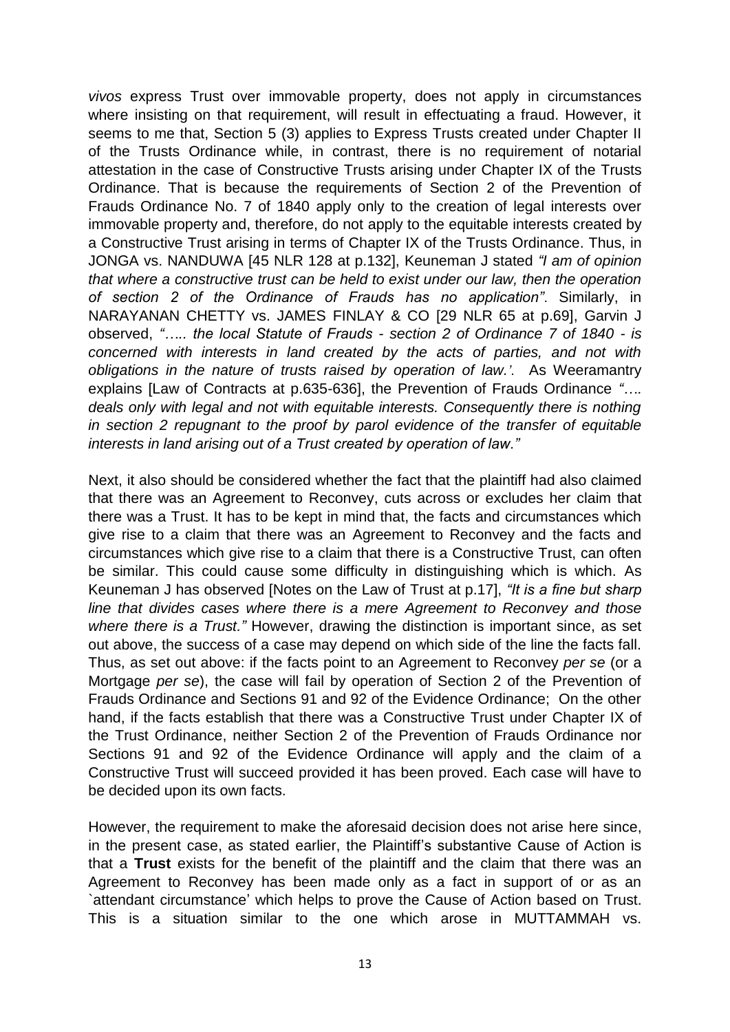*vivos* express Trust over immovable property, does not apply in circumstances where insisting on that requirement, will result in effectuating a fraud. However, it seems to me that, Section 5 (3) applies to Express Trusts created under Chapter II of the Trusts Ordinance while, in contrast, there is no requirement of notarial attestation in the case of Constructive Trusts arising under Chapter IX of the Trusts Ordinance. That is because the requirements of Section 2 of the Prevention of Frauds Ordinance No. 7 of 1840 apply only to the creation of legal interests over immovable property and, therefore, do not apply to the equitable interests created by a Constructive Trust arising in terms of Chapter IX of the Trusts Ordinance. Thus, in JONGA vs. NANDUWA [45 NLR 128 at p.132], Keuneman J stated *"I am of opinion that where a constructive trust can be held to exist under our law, then the operation of section 2 of the Ordinance of Frauds has no application"*. Similarly, in NARAYANAN CHETTY vs. JAMES FINLAY & CO [29 NLR 65 at p.69], Garvin J observed, *"….. the local Statute of Frauds - section 2 of Ordinance 7 of 1840 - is concerned with interests in land created by the acts of parties, and not with obligations in the nature of trusts raised by operation of law.'.* As Weeramantry explains [Law of Contracts at p.635-636], the Prevention of Frauds Ordinance *"…. deals only with legal and not with equitable interests. Consequently there is nothing in section 2 repugnant to the proof by parol evidence of the transfer of equitable interests in land arising out of a Trust created by operation of law."*

Next, it also should be considered whether the fact that the plaintiff had also claimed that there was an Agreement to Reconvey, cuts across or excludes her claim that there was a Trust. It has to be kept in mind that, the facts and circumstances which give rise to a claim that there was an Agreement to Reconvey and the facts and circumstances which give rise to a claim that there is a Constructive Trust, can often be similar. This could cause some difficulty in distinguishing which is which. As Keuneman J has observed [Notes on the Law of Trust at p.17], *"It is a fine but sharp line that divides cases where there is a mere Agreement to Reconvey and those where there is a Trust."* However, drawing the distinction is important since, as set out above, the success of a case may depend on which side of the line the facts fall. Thus, as set out above: if the facts point to an Agreement to Reconvey *per se* (or a Mortgage *per se*), the case will fail by operation of Section 2 of the Prevention of Frauds Ordinance and Sections 91 and 92 of the Evidence Ordinance; On the other hand, if the facts establish that there was a Constructive Trust under Chapter IX of the Trust Ordinance, neither Section 2 of the Prevention of Frauds Ordinance nor Sections 91 and 92 of the Evidence Ordinance will apply and the claim of a Constructive Trust will succeed provided it has been proved. Each case will have to be decided upon its own facts.

However, the requirement to make the aforesaid decision does not arise here since, in the present case, as stated earlier, the Plaintiff's substantive Cause of Action is that a **Trust** exists for the benefit of the plaintiff and the claim that there was an Agreement to Reconvey has been made only as a fact in support of or as an `attendant circumstance' which helps to prove the Cause of Action based on Trust. This is a situation similar to the one which arose in MUTTAMMAH vs.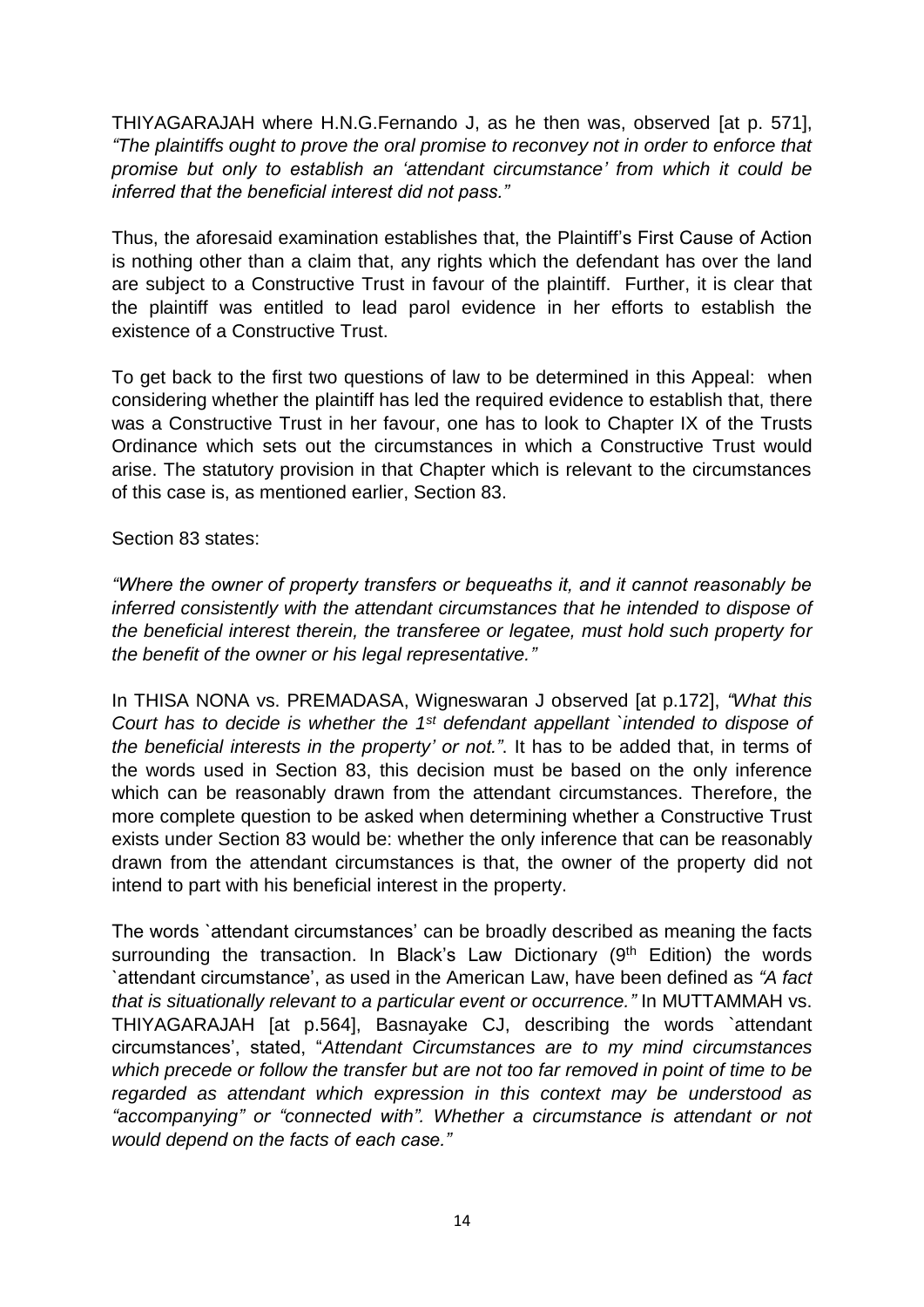THIYAGARAJAH where H.N.G.Fernando J, as he then was, observed [at p. 571], *"The plaintiffs ought to prove the oral promise to reconvey not in order to enforce that promise but only to establish an 'attendant circumstance' from which it could be inferred that the beneficial interest did not pass."*

Thus, the aforesaid examination establishes that, the Plaintiff's First Cause of Action is nothing other than a claim that, any rights which the defendant has over the land are subject to a Constructive Trust in favour of the plaintiff. Further, it is clear that the plaintiff was entitled to lead parol evidence in her efforts to establish the existence of a Constructive Trust.

To get back to the first two questions of law to be determined in this Appeal: when considering whether the plaintiff has led the required evidence to establish that, there was a Constructive Trust in her favour, one has to look to Chapter IX of the Trusts Ordinance which sets out the circumstances in which a Constructive Trust would arise. The statutory provision in that Chapter which is relevant to the circumstances of this case is, as mentioned earlier, Section 83.

Section 83 states:

*"Where the owner of property transfers or bequeaths it, and it cannot reasonably be inferred consistently with the attendant circumstances that he intended to dispose of the beneficial interest therein, the transferee or legatee, must hold such property for the benefit of the owner or his legal representative."*

In THISA NONA vs. PREMADASA, Wigneswaran J observed [at p.172], *"What this Court has to decide is whether the 1st defendant appellant `intended to dispose of the beneficial interests in the property' or not."*. It has to be added that, in terms of the words used in Section 83, this decision must be based on the only inference which can be reasonably drawn from the attendant circumstances. Therefore, the more complete question to be asked when determining whether a Constructive Trust exists under Section 83 would be: whether the only inference that can be reasonably drawn from the attendant circumstances is that, the owner of the property did not intend to part with his beneficial interest in the property.

The words `attendant circumstances' can be broadly described as meaning the facts surrounding the transaction. In Black's Law Dictionary (9th Edition) the words `attendant circumstance', as used in the American Law, have been defined as *"A fact that is situationally relevant to a particular event or occurrence."* In MUTTAMMAH vs. THIYAGARAJAH [at p.564], Basnayake CJ, describing the words `attendant circumstances', stated, "*Attendant Circumstances are to my mind circumstances which precede or follow the transfer but are not too far removed in point of time to be regarded as attendant which expression in this context may be understood as "accompanying" or "connected with". Whether a circumstance is attendant or not would depend on the facts of each case."*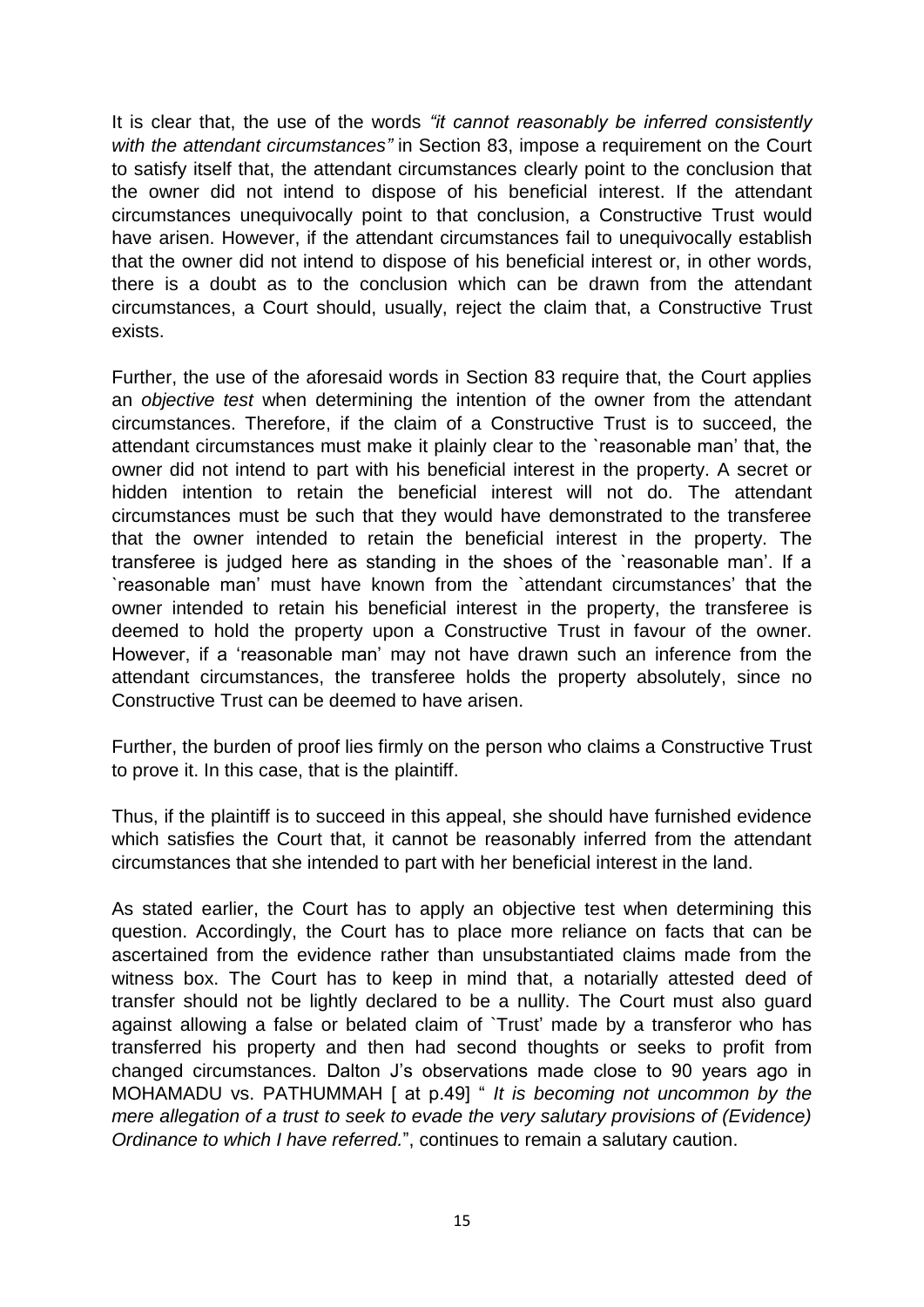It is clear that, the use of the words *"it cannot reasonably be inferred consistently with the attendant circumstances"* in Section 83, impose a requirement on the Court to satisfy itself that, the attendant circumstances clearly point to the conclusion that the owner did not intend to dispose of his beneficial interest. If the attendant circumstances unequivocally point to that conclusion, a Constructive Trust would have arisen. However, if the attendant circumstances fail to unequivocally establish that the owner did not intend to dispose of his beneficial interest or, in other words, there is a doubt as to the conclusion which can be drawn from the attendant circumstances, a Court should, usually, reject the claim that, a Constructive Trust exists.

Further, the use of the aforesaid words in Section 83 require that, the Court applies an *objective test* when determining the intention of the owner from the attendant circumstances. Therefore, if the claim of a Constructive Trust is to succeed, the attendant circumstances must make it plainly clear to the `reasonable man' that, the owner did not intend to part with his beneficial interest in the property. A secret or hidden intention to retain the beneficial interest will not do. The attendant circumstances must be such that they would have demonstrated to the transferee that the owner intended to retain the beneficial interest in the property. The transferee is judged here as standing in the shoes of the `reasonable man'. If a `reasonable man' must have known from the `attendant circumstances' that the owner intended to retain his beneficial interest in the property, the transferee is deemed to hold the property upon a Constructive Trust in favour of the owner. However, if a 'reasonable man' may not have drawn such an inference from the attendant circumstances, the transferee holds the property absolutely, since no Constructive Trust can be deemed to have arisen.

Further, the burden of proof lies firmly on the person who claims a Constructive Trust to prove it. In this case, that is the plaintiff.

Thus, if the plaintiff is to succeed in this appeal, she should have furnished evidence which satisfies the Court that, it cannot be reasonably inferred from the attendant circumstances that she intended to part with her beneficial interest in the land.

As stated earlier, the Court has to apply an objective test when determining this question. Accordingly, the Court has to place more reliance on facts that can be ascertained from the evidence rather than unsubstantiated claims made from the witness box. The Court has to keep in mind that, a notarially attested deed of transfer should not be lightly declared to be a nullity. The Court must also guard against allowing a false or belated claim of `Trust' made by a transferor who has transferred his property and then had second thoughts or seeks to profit from changed circumstances. Dalton J's observations made close to 90 years ago in MOHAMADU vs. PATHUMMAH [ at p.49] " *It is becoming not uncommon by the mere allegation of a trust to seek to evade the very salutary provisions of (Evidence) Ordinance to which I have referred.*", continues to remain a salutary caution.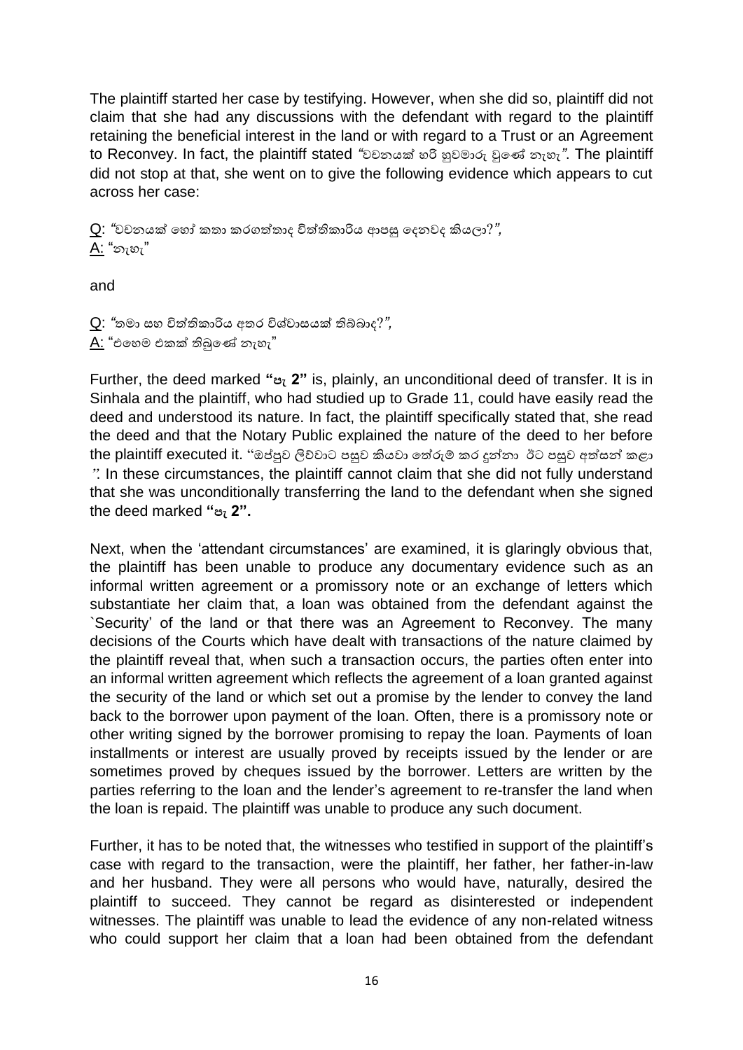The plaintiff started her case by testifying. However, when she did so, plaintiff did not claim that she had any discussions with the defendant with regard to the plaintiff retaining the beneficial interest in the land or with regard to a Trust or an Agreement to Reconvey. In fact, the plaintiff stated *"වචනයක් හරි හුවමාරු වුණේ නැහැ"*. The plaintiff did not stop at that, she went on to give the following evidence which appears to cut across her case:

Q: *"වචනයක් හෝ කතා කරගත්තාද විත්තිකාරිය ආපසු දෙනවද කියලා?"*,
A: "නැහැ"

and

Q: *"තමා සහ විත්තිකාරිය අතර විශ්වාසයක් තිබ්බාද?"*,
A: "එහෙම එකක් තිබුණේ නැහැ"

Further, the deed marked **"පැ 2"** is, plainly, an unconditional deed of transfer. It is in Sinhala and the plaintiff, who had studied up to Grade 11, could have easily read the deed and understood its nature. In fact, the plaintiff specifically stated that, she read the deed and that the Notary Public explained the nature of the deed to her before the plaintiff executed it. "ඔප්පුව ලිව්වාට පසුව කියවා තේරුම් කර දුන්නා ඊට පසුව අත්සන් කළා ". In these circumstances, the plaintiff cannot claim that she did not fully understand that she was unconditionally transferring the land to the defendant when she signed the deed marked **"පැ 2".**

Next, when the 'attendant circumstances' are examined, it is glaringly obvious that, the plaintiff has been unable to produce any documentary evidence such as an informal written agreement or a promissory note or an exchange of letters which substantiate her claim that, a loan was obtained from the defendant against the `Security' of the land or that there was an Agreement to Reconvey. The many decisions of the Courts which have dealt with transactions of the nature claimed by the plaintiff reveal that, when such a transaction occurs, the parties often enter into an informal written agreement which reflects the agreement of a loan granted against the security of the land or which set out a promise by the lender to convey the land back to the borrower upon payment of the loan. Often, there is a promissory note or other writing signed by the borrower promising to repay the loan. Payments of loan installments or interest are usually proved by receipts issued by the lender or are sometimes proved by cheques issued by the borrower. Letters are written by the parties referring to the loan and the lender's agreement to re-transfer the land when the loan is repaid. The plaintiff was unable to produce any such document.

Further, it has to be noted that, the witnesses who testified in support of the plaintiff's case with regard to the transaction, were the plaintiff, her father, her father-in-law and her husband. They were all persons who would have, naturally, desired the plaintiff to succeed. They cannot be regard as disinterested or independent witnesses. The plaintiff was unable to lead the evidence of any non-related witness who could support her claim that a loan had been obtained from the defendant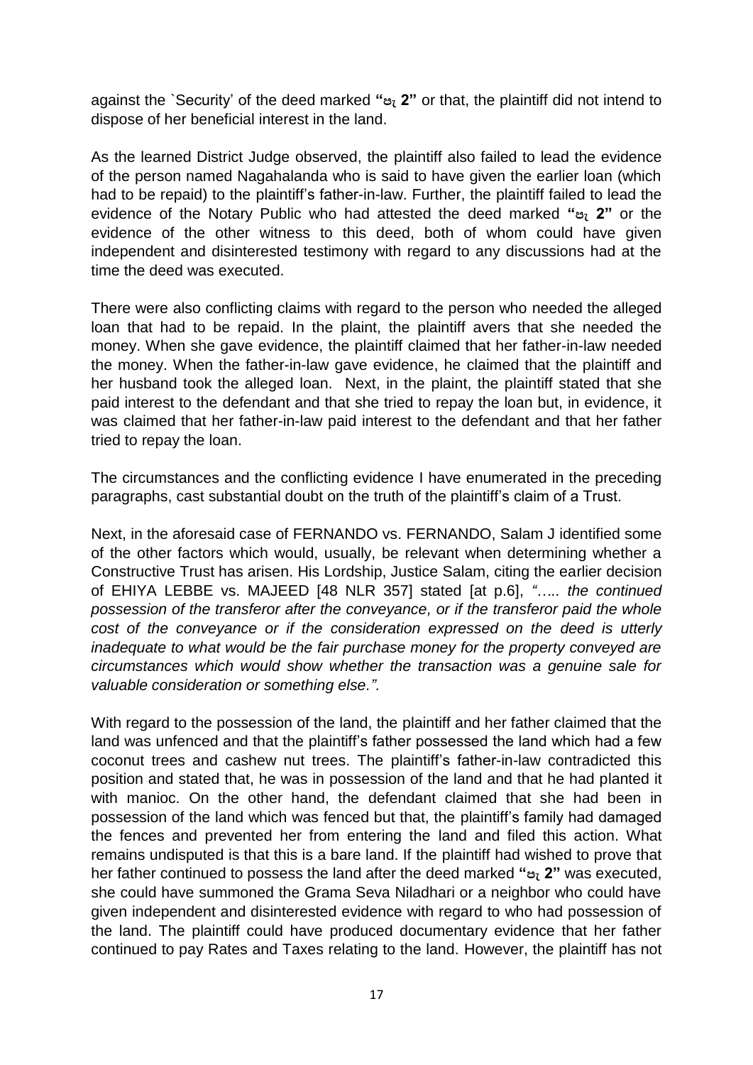against the `Security' of the deed marked **"වි 2"** or that, the plaintiff did not intend to dispose of her beneficial interest in the land.

As the learned District Judge observed, the plaintiff also failed to lead the evidence of the person named Nagahalanda who is said to have given the earlier loan (which had to be repaid) to the plaintiff's father-in-law. Further, the plaintiff failed to lead the evidence of the Notary Public who had attested the deed marked **"වි 2"** or the evidence of the other witness to this deed, both of whom could have given independent and disinterested testimony with regard to any discussions had at the time the deed was executed.

There were also conflicting claims with regard to the person who needed the alleged loan that had to be repaid. In the plaint, the plaintiff avers that she needed the money. When she gave evidence, the plaintiff claimed that her father-in-law needed the money. When the father-in-law gave evidence, he claimed that the plaintiff and her husband took the alleged loan. Next, in the plaint, the plaintiff stated that she paid interest to the defendant and that she tried to repay the loan but, in evidence, it was claimed that her father-in-law paid interest to the defendant and that her father tried to repay the loan.

The circumstances and the conflicting evidence I have enumerated in the preceding paragraphs, cast substantial doubt on the truth of the plaintiff's claim of a Trust.

Next, in the aforesaid case of FERNANDO vs. FERNANDO, Salam J identified some of the other factors which would, usually, be relevant when determining whether a Constructive Trust has arisen. His Lordship, Justice Salam, citing the earlier decision of EHIYA LEBBE vs. MAJEED [48 NLR 357] stated [at p.6], *"….. the continued possession of the transferor after the conveyance, or if the transferor paid the whole cost of the conveyance or if the consideration expressed on the deed is utterly inadequate to what would be the fair purchase money for the property conveyed are circumstances which would show whether the transaction was a genuine sale for valuable consideration or something else."*.

With regard to the possession of the land, the plaintiff and her father claimed that the land was unfenced and that the plaintiff's father possessed the land which had a few coconut trees and cashew nut trees. The plaintiff's father-in-law contradicted this position and stated that, he was in possession of the land and that he had planted it with manioc. On the other hand, the defendant claimed that she had been in possession of the land which was fenced but that, the plaintiff's family had damaged the fences and prevented her from entering the land and filed this action. What remains undisputed is that this is a bare land. If the plaintiff had wished to prove that her father continued to possess the land after the deed marked **"වි 2"** was executed, she could have summoned the Grama Seva Niladhari or a neighbor who could have given independent and disinterested evidence with regard to who had possession of the land. The plaintiff could have produced documentary evidence that her father continued to pay Rates and Taxes relating to the land. However, the plaintiff has not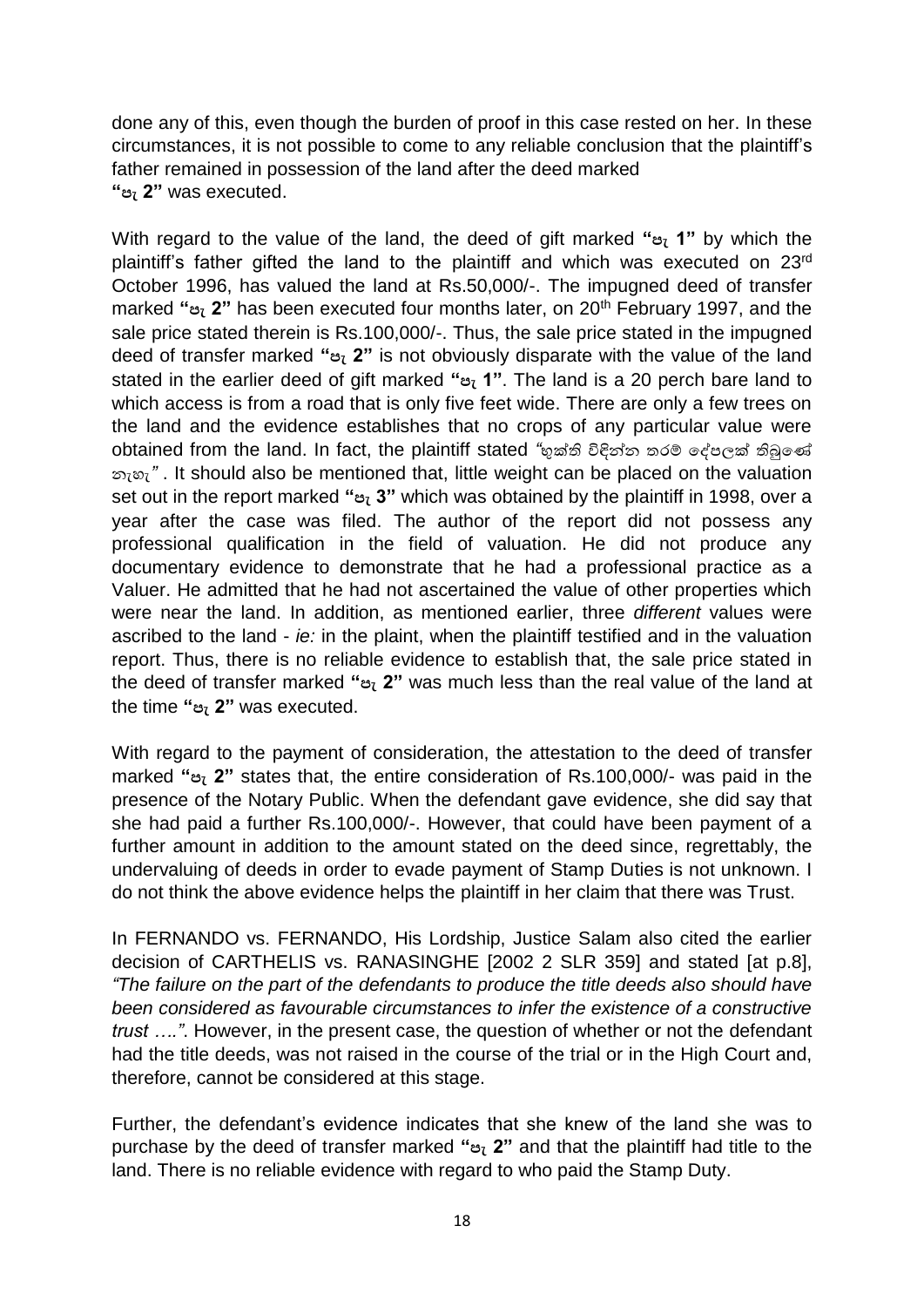done any of this, even though the burden of proof in this case rested on her. In these circumstances, it is not possible to come to any reliable conclusion that the plaintiff's father remained in possession of the land after the deed marked **"පැ 2"** was executed.

With regard to the value of the land, the deed of gift marked **"පැ 1"** by which the plaintiff's father gifted the land to the plaintiff and which was executed on 23rd October 1996, has valued the land at Rs.50,000/-. The impugned deed of transfer marked **"පැ 2"** has been executed four months later, on 20th February 1997, and the sale price stated therein is Rs.100,000/-. Thus, the sale price stated in the impugned deed of transfer marked **"පැ 2"** is not obviously disparate with the value of the land stated in the earlier deed of gift marked **"පැ 1"**. The land is a 20 perch bare land to which access is from a road that is only five feet wide. There are only a few trees on the land and the evidence establishes that no crops of any particular value were obtained from the land. In fact, the plaintiff stated *"භුක්ති විඳින්න තරම් දේපලක් තිබුණේ නැහැ"* . It should also be mentioned that, little weight can be placed on the valuation set out in the report marked **"පැ 3"** which was obtained by the plaintiff in 1998, over a year after the case was filed. The author of the report did not possess any professional qualification in the field of valuation. He did not produce any documentary evidence to demonstrate that he had a professional practice as a Valuer. He admitted that he had not ascertained the value of other properties which were near the land. In addition, as mentioned earlier, three *different* values were ascribed to the land - *ie:* in the plaint, when the plaintiff testified and in the valuation report. Thus, there is no reliable evidence to establish that, the sale price stated in the deed of transfer marked **"පැ 2"** was much less than the real value of the land at the time **"පැ 2"** was executed.

With regard to the payment of consideration, the attestation to the deed of transfer marked **"පැ 2"** states that, the entire consideration of Rs.100,000/- was paid in the presence of the Notary Public. When the defendant gave evidence, she did say that she had paid a further Rs.100,000/-. However, that could have been payment of a further amount in addition to the amount stated on the deed since, regrettably, the undervaluing of deeds in order to evade payment of Stamp Duties is not unknown. I do not think the above evidence helps the plaintiff in her claim that there was Trust.

In FERNANDO vs. FERNANDO, His Lordship, Justice Salam also cited the earlier decision of CARTHELIS vs. RANASINGHE [2002 2 SLR 359] and stated [at p.8], *"The failure on the part of the defendants to produce the title deeds also should have been considered as favourable circumstances to infer the existence of a constructive trust ….".* However, in the present case, the question of whether or not the defendant had the title deeds, was not raised in the course of the trial or in the High Court and, therefore, cannot be considered at this stage.

Further, the defendant's evidence indicates that she knew of the land she was to purchase by the deed of transfer marked **"පැ 2"** and that the plaintiff had title to the land. There is no reliable evidence with regard to who paid the Stamp Duty.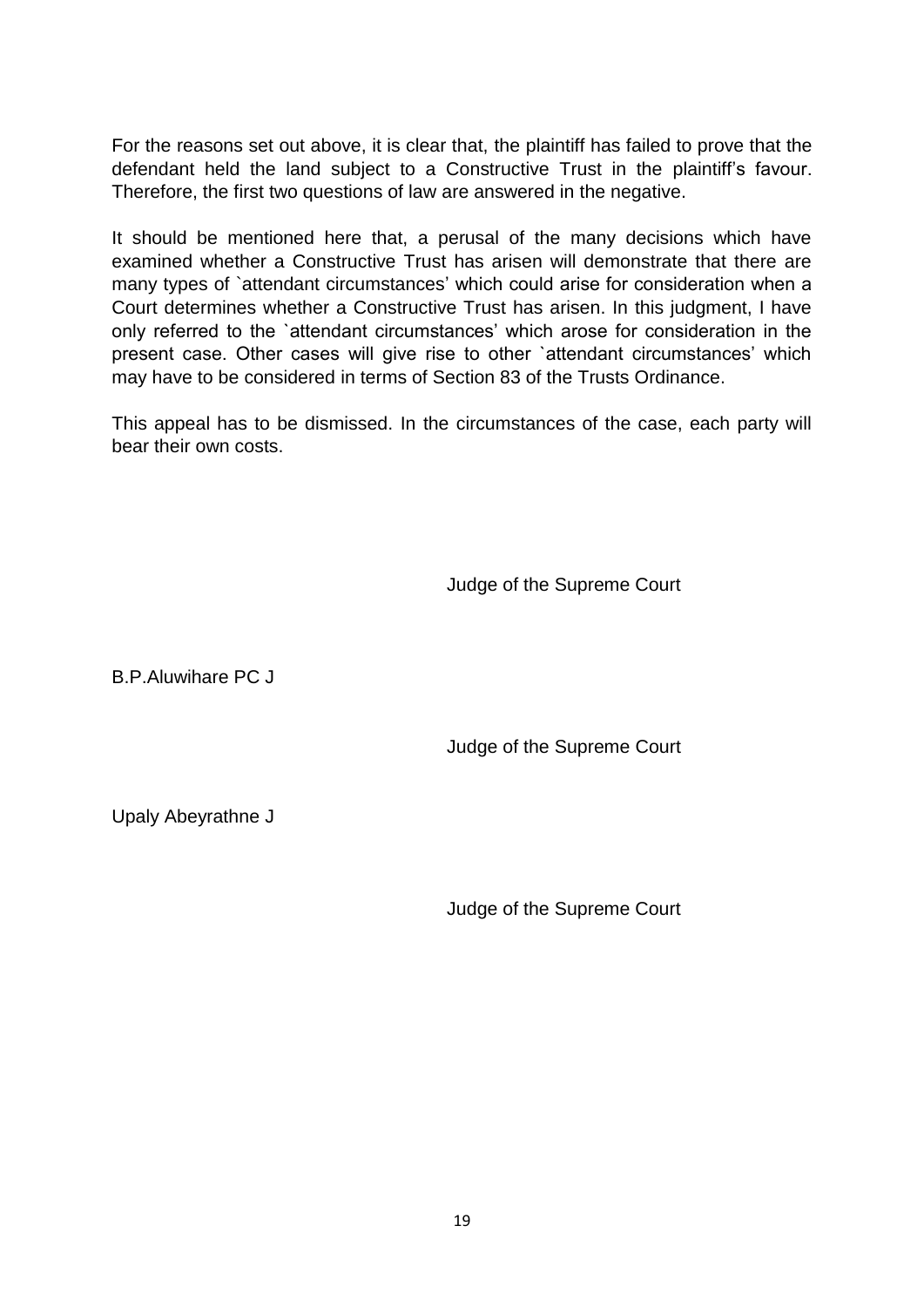For the reasons set out above, it is clear that, the plaintiff has failed to prove that the defendant held the land subject to a Constructive Trust in the plaintiff's favour. Therefore, the first two questions of law are answered in the negative.

It should be mentioned here that, a perusal of the many decisions which have examined whether a Constructive Trust has arisen will demonstrate that there are many types of `attendant circumstances' which could arise for consideration when a Court determines whether a Constructive Trust has arisen. In this judgment, I have only referred to the `attendant circumstances' which arose for consideration in the present case. Other cases will give rise to other `attendant circumstances' which may have to be considered in terms of Section 83 of the Trusts Ordinance.

This appeal has to be dismissed. In the circumstances of the case, each party will bear their own costs.

Judge of the Supreme Court

B.P.Aluwihare PC J

Judge of the Supreme Court

Upaly Abeyrathne J

Judge of the Supreme Court